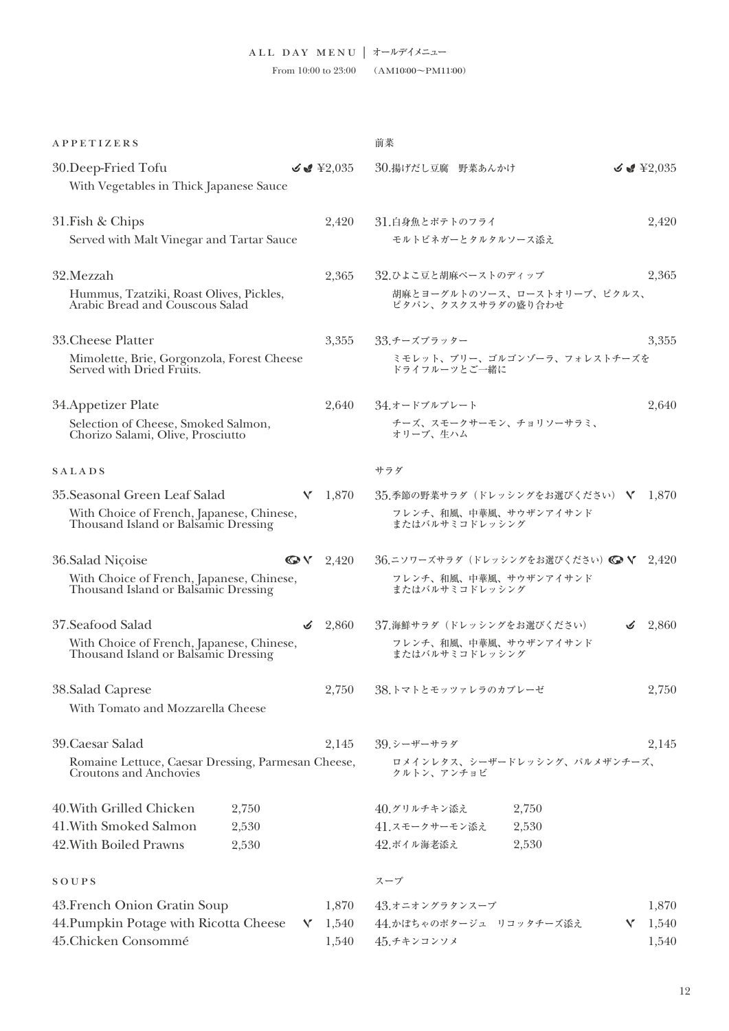# ALL DAY MENU | オールデイメニュー

From 10:00 to 23:00　（AM10:00〜PM11:00）

## APPETIZERS

**30.Deep-Fried Tofu** ¥2,035
With Vegetables in Thick Japanese Sauce

**31.Fish & Chips** 2,420
Served with Malt Vinegar and Tartar Sauce

**32.Mezzah** 2,365
Hummus, Tzatziki, Roast Olives, Pickles, Arabic Bread and Couscous Salad

**33.Cheese Platter** 3,355
Mimolette, Brie, Gorgonzola, Forest Cheese Served with Dried Fruits.

**34.Appetizer Plate** 2,640
Selection of Cheese, Smoked Salmon, Chorizo Salami, Olive, Prosciutto

## SALADS

**35.Seasonal Green Leaf Salad** 1,870
With Choice of French, Japanese, Chinese, Thousand Island or Balsamic Dressing

**36.Salad Niçoise** 2,420
With Choice of French, Japanese, Chinese, Thousand Island or Balsamic Dressing

**37.Seafood Salad** 2,860
With Choice of French, Japanese, Chinese, Thousand Island or Balsamic Dressing

**38.Salad Caprese** 2,750
With Tomato and Mozzarella Cheese

**39.Caesar Salad** 2,145
Romaine Lettuce, Caesar Dressing, Parmesan Cheese, Croutons and Anchovies

40.With Grilled Chicken 2,750
41.With Smoked Salmon 2,530
42.With Boiled Prawns 2,530

## SOUPS

43.French Onion Gratin Soup 1,870
44.Pumpkin Potage with Ricotta Cheese 1,540
45.Chicken Consommé 1,540

## 前菜

**30.揚げだし豆腐　野菜あんかけ** ¥2,035

**31.白身魚とポテトのフライ** 2,420
モルトビネガーとタルタルソース添え

**32.ひよこ豆と胡麻ペーストのディップ** 2,365
胡麻とヨーグルトのソース、ローストオリーブ、ピクルス、ピタパン、クスクスサラダの盛り合わせ

**33.チーズプラッター** 3,355
ミモレット、ブリー、ゴルゴンゾーラ、フォレストチーズを ドライフルーツとご一緒に

**34.オードブルプレート** 2,640
チーズ、スモークサーモン、チョリソーサラミ、オリーブ、生ハム

## サラダ

**35.季節の野菜サラダ（ドレッシングをお選びください）** 1,870
フレンチ、和風、中華風、サウザンアイサンド またはバルサミコドレッシング

**36.ニソワーズサラダ（ドレッシングをお選びください）** 2,420
フレンチ、和風、中華風、サウザンアイサンド またはバルサミコドレッシング

**37.海鮮サラダ（ドレッシングをお選びください）** 2,860
フレンチ、和風、中華風、サウザンアイサンド またはバルサミコドレッシング

**38.トマトとモッツァレラのカプレーゼ** 2,750

**39.シーザーサラダ** 2,145
ロメインレタス、シーザードレッシング、パルメザンチーズ、クルトン、アンチョビ

40.グリルチキン添え 2,750
41.スモークサーモン添え 2,530
42.ボイル海老添え 2,530

## スープ

43.オニオングラタンスープ 1,870
44.かぼちゃのポタージュ　リコッタチーズ添え 1,540
45.チキンコンソメ 1,540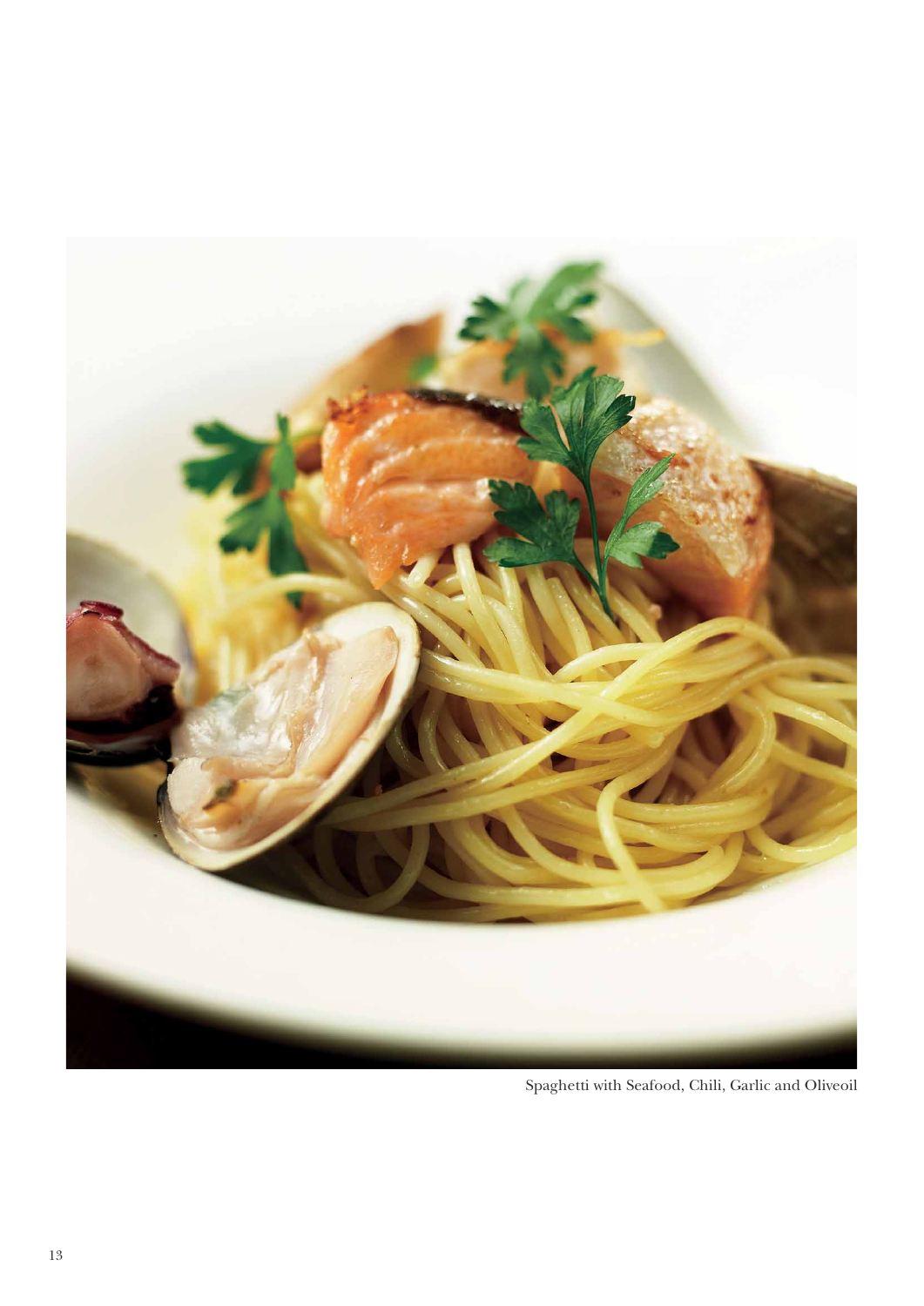Spaghetti with Seafood, Chili, Garlic and Oliveoil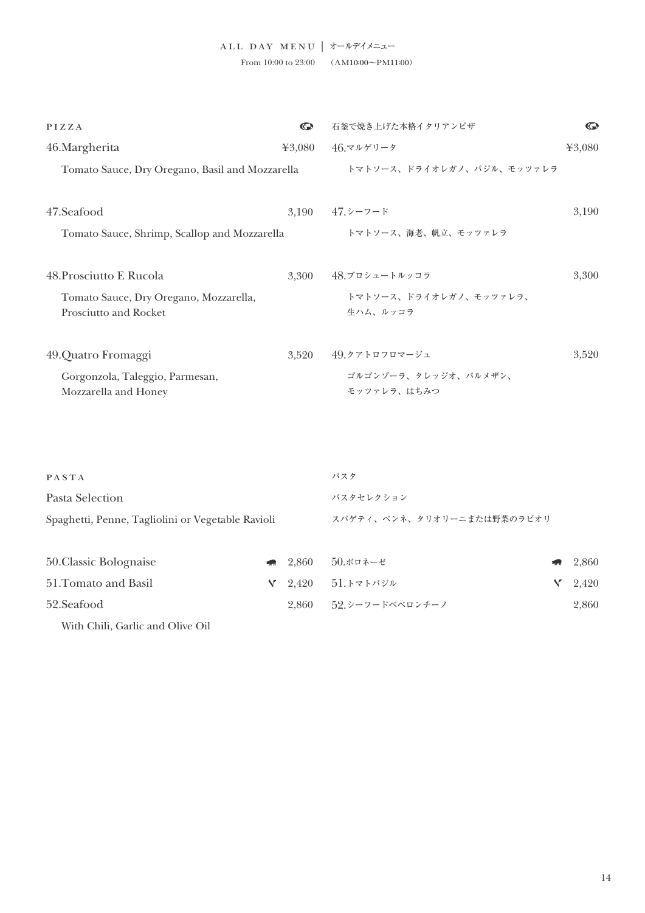ALL DAY MENU | オールデイメニュー

From 10:00 to 23:00　（AM10:00〜PM11:00）

## PIZZA

石釜で焼き上げた本格イタリアンピザ

**46.Margherita** ¥3,080
Tomato Sauce, Dry Oregano, Basil and Mozzarella

**46.マルゲリータ** ¥3,080
トマトソース、ドライオレガノ、バジル、モッツァレラ

**47.Seafood** 3,190
Tomato Sauce, Shrimp, Scallop and Mozzarella

**47.シーフード** 3,190
トマトソース、海老、帆立、モッツァレラ

**48.Prosciutto E Rucola** 3,300
Tomato Sauce, Dry Oregano, Mozzarella, Prosciutto and Rocket

**48.プロシュートルッコラ** 3,300
トマトソース、ドライオレガノ、モッツァレラ、生ハム、ルッコラ

**49.Quatro Fromaggi** 3,520
Gorgonzola, Taleggio, Parmesan, Mozzarella and Honey

**49.クアトロフロマージュ** 3,520
ゴルゴンゾーラ、タレッジオ、パルメザン、モッツァレラ、はちみつ

## PASTA

パスタ

**Pasta Selection**
Spaghetti, Penne, Tagliolini or Vegetable Ravioli

**パスタセレクション**
スパゲティ、ペンネ、タリオリーニまたは野菜のラビオリ

| English | | Price | 日本語 | | 価格 |
|---|---|---|---|---|---|
| 50.Classic Bolognaise | (pork) | 2,860 | 50.ボロネーゼ | (pork) | 2,860 |
| 51.Tomato and Basil | V | 2,420 | 51.トマトバジル | V | 2,420 |
| 52.Seafood<br>With Chili, Garlic and Olive Oil | | 2,860 | 52.シーフードペペロンチーノ | | 2,860 |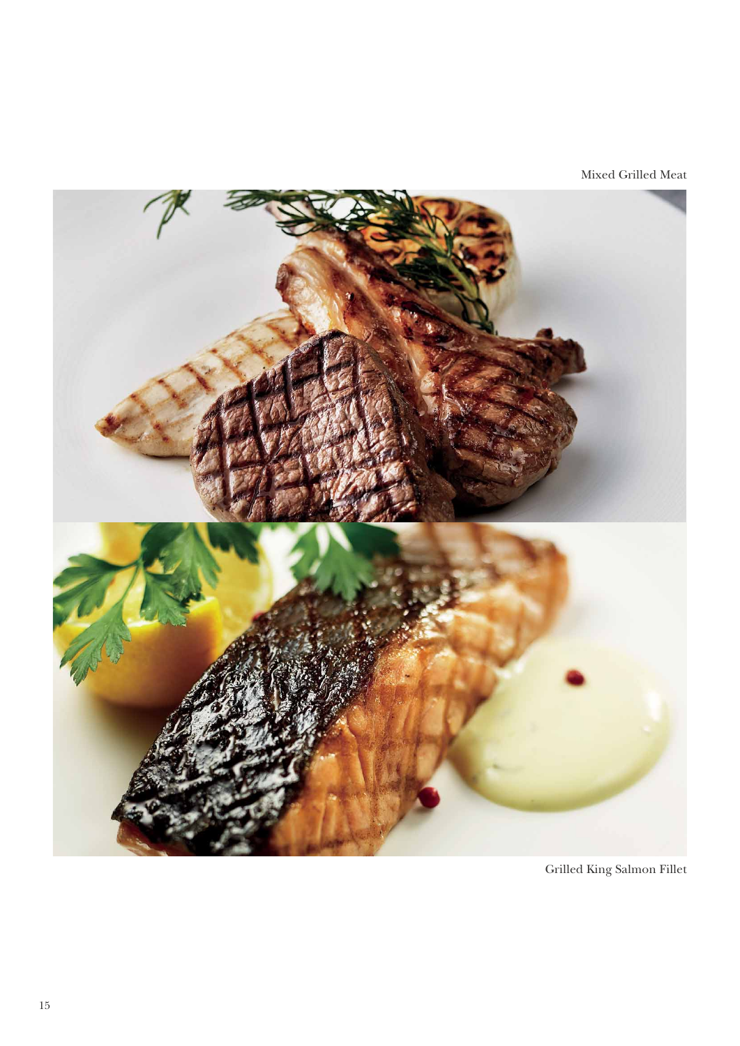Mixed Grilled Meat

Grilled King Salmon Fillet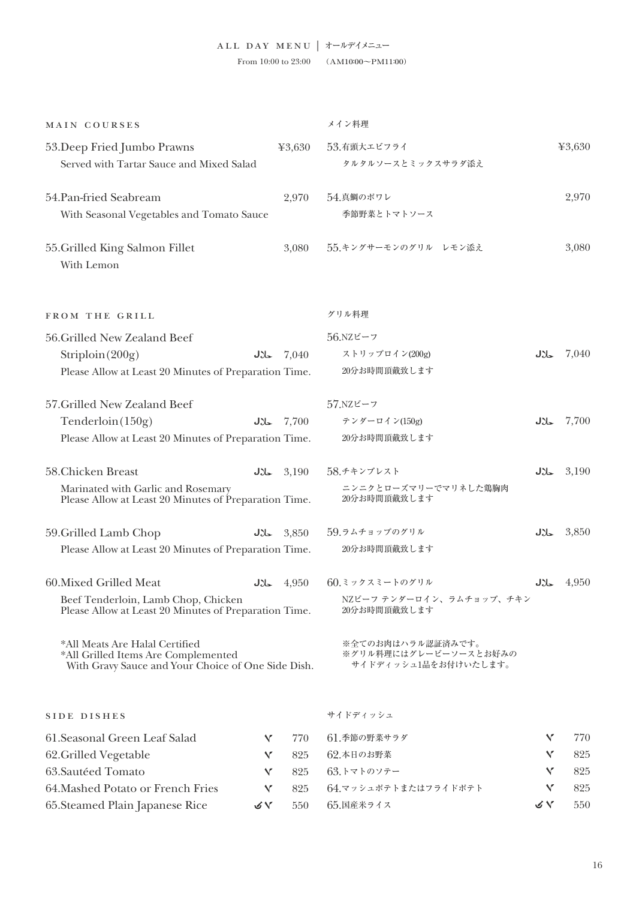# ALL DAY MENU | オールデイメニュー

From 10:00 to 23:00 （AM10:00～PM11:00）

## MAIN COURSES | メイン料理

**53.Deep Fried Jumbo Prawns** ¥3,630
Served with Tartar Sauce and Mixed Salad

53.有頭大エビフライ ¥3,630
タルタルソースとミックスサラダ添え

**54.Pan-fried Seabream** 2,970
With Seasonal Vegetables and Tomato Sauce

54.真鯛のポワレ 2,970
季節野菜とトマトソース

**55.Grilled King Salmon Fillet** 3,080
With Lemon

55.キングサーモンのグリル　レモン添え 3,080

## FROM THE GRILL | グリル料理

**56.Grilled New Zealand Beef Striploin(200g)** حلال 7,040
Please Allow at Least 20 Minutes of Preparation Time.

56.NZビーフ ストリップロイン(200g) حلال 7,040
20分お時間頂戴致します

**57.Grilled New Zealand Beef Tenderloin(150g)** حلال 7,700
Please Allow at Least 20 Minutes of Preparation Time.

57.NZビーフ テンダーロイン(150g) حلال 7,700
20分お時間頂戴致します

**58.Chicken Breast** حلال 3,190
Marinated with Garlic and Rosemary
Please Allow at Least 20 Minutes of Preparation Time.

58.チキンブレスト حلال 3,190
ニンニクとローズマリーでマリネした鶏胸肉
20分お時間頂戴致します

**59.Grilled Lamb Chop** حلال 3,850
Please Allow at Least 20 Minutes of Preparation Time.

59.ラムチョップのグリル حلال 3,850
20分お時間頂戴致します

**60.Mixed Grilled Meat** حلال 4,950
Beef Tenderloin, Lamb Chop, Chicken
Please Allow at Least 20 Minutes of Preparation Time.

60.ミックスミートのグリル حلال 4,950
NZビーフ テンダーロイン、ラムチョップ、チキン
20分お時間頂戴致します

*All Meats Are Halal Certified
*All Grilled Items Are Complemented With Gravy Sauce and Your Choice of One Side Dish.

※全てのお肉はハラル認証済みです。
※グリル料理にはグレービーソースとお好みのサイドディッシュ1品をお付けいたします。

## SIDE DISHES | サイドディッシュ

| English | | Price | 日本語 | | 価格 |
|---|---|---|---|---|---|
| 61.Seasonal Green Leaf Salad | V | 770 | 61.季節の野菜サラダ | V | 770 |
| 62.Grilled Vegetable | V | 825 | 62.本日のお野菜 | V | 825 |
| 63.Sautéed Tomato | V | 825 | 63.トマトのソテー | V | 825 |
| 64.Mashed Potato or French Fries | V | 825 | 64.マッシュポテトまたはフライドポテト | V | 825 |
| 65.Steamed Plain Japanese Rice | VG V | 550 | 65.国産米ライス | VG V | 550 |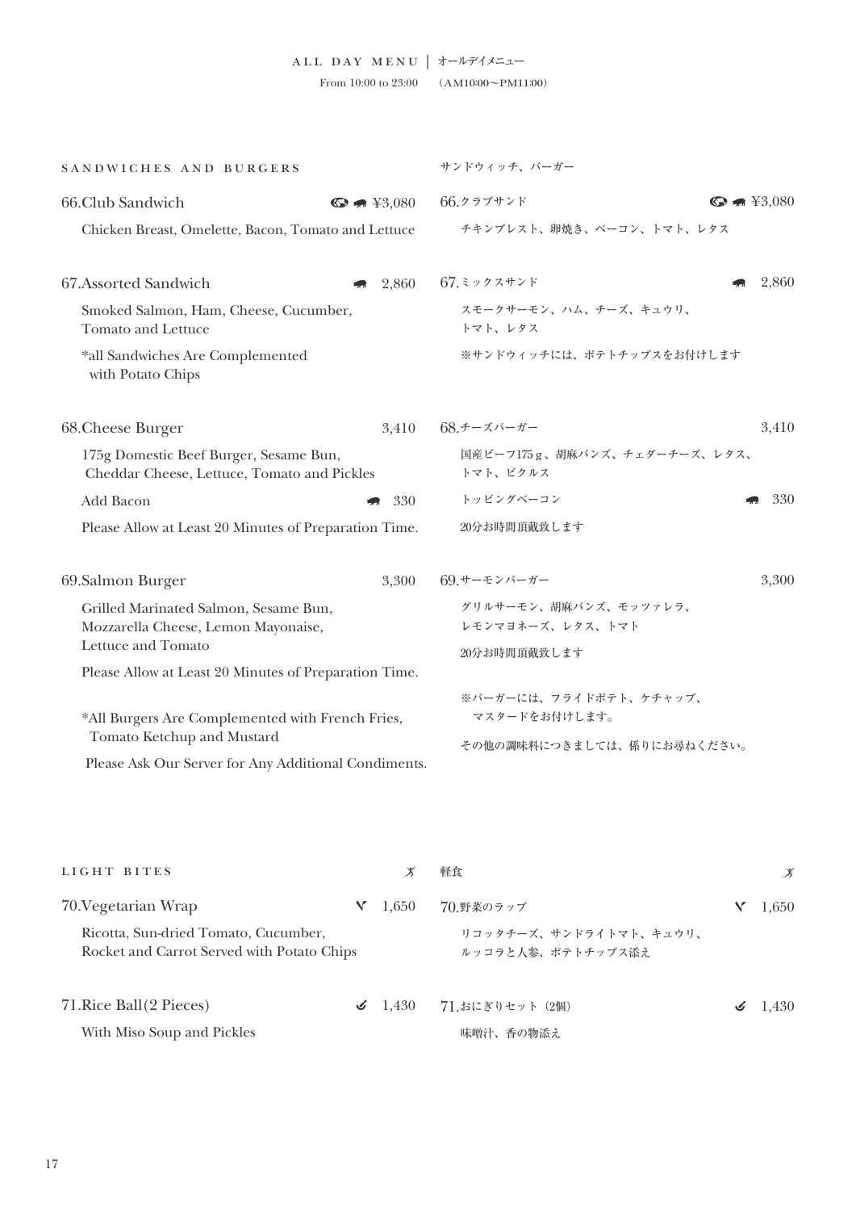ALL DAY MENU | オールデイメニュー

From 10:00 to 23:00　（AM10:00〜PM11:00）

## SANDWICHES AND BURGERS

**66.Club Sandwich** ¥3,080

Chicken Breast, Omelette, Bacon, Tomato and Lettuce

**67.Assorted Sandwich** 2,860

Smoked Salmon, Ham, Cheese, Cucumber, Tomato and Lettuce

*all Sandwiches Are Complemented with Potato Chips

**68.Cheese Burger** 3,410

175g Domestic Beef Burger, Sesame Bun, Cheddar Cheese, Lettuce, Tomato and Pickles

Add Bacon 330

Please Allow at Least 20 Minutes of Preparation Time.

**69.Salmon Burger** 3,300

Grilled Marinated Salmon, Sesame Bun, Mozzarella Cheese, Lemon Mayonaise, Lettuce and Tomato

Please Allow at Least 20 Minutes of Preparation Time.

*All Burgers Are Complemented with French Fries, Tomato Ketchup and Mustard

Please Ask Our Server for Any Additional Condiments.

## サンドウィッチ、バーガー

**66.クラブサンド** ¥3,080

チキンブレスト、卵焼き、ベーコン、トマト、レタス

**67.ミックスサンド** 2,860

スモークサーモン、ハム、チーズ、キュウリ、トマト、レタス

※サンドウィッチには、ポテトチップスをお付けします

**68.チーズバーガー** 3,410

国産ビーフ175ｇ、胡麻バンズ、チェダーチーズ、レタス、トマト、ピクルス

トッピングベーコン 330

20分お時間頂戴致します

**69.サーモンバーガー** 3,300

グリルサーモン、胡麻バンズ、モッツァレラ、レモンマヨネーズ、レタス、トマト

20分お時間頂戴致します

※バーガーには、フライドポテト、ケチャップ、マスタードをお付けします。

その他の調味料につきましては、係りにお尋ねください。

## LIGHT BITES

**70.Vegetarian Wrap** 1,650

Ricotta, Sun-dried Tomato, Cucumber, Rocket and Carrot Served with Potato Chips

**71.Rice Ball(2 Pieces)** 1,430

With Miso Soup and Pickles

## 軽食

**70.野菜のラップ** 1,650

リコッタチーズ、サンドライトマト、キュウリ、ルッコラと人参、ポテトチップス添え

**71.おにぎりセット（2個）** 1,430

味噌汁、香の物添え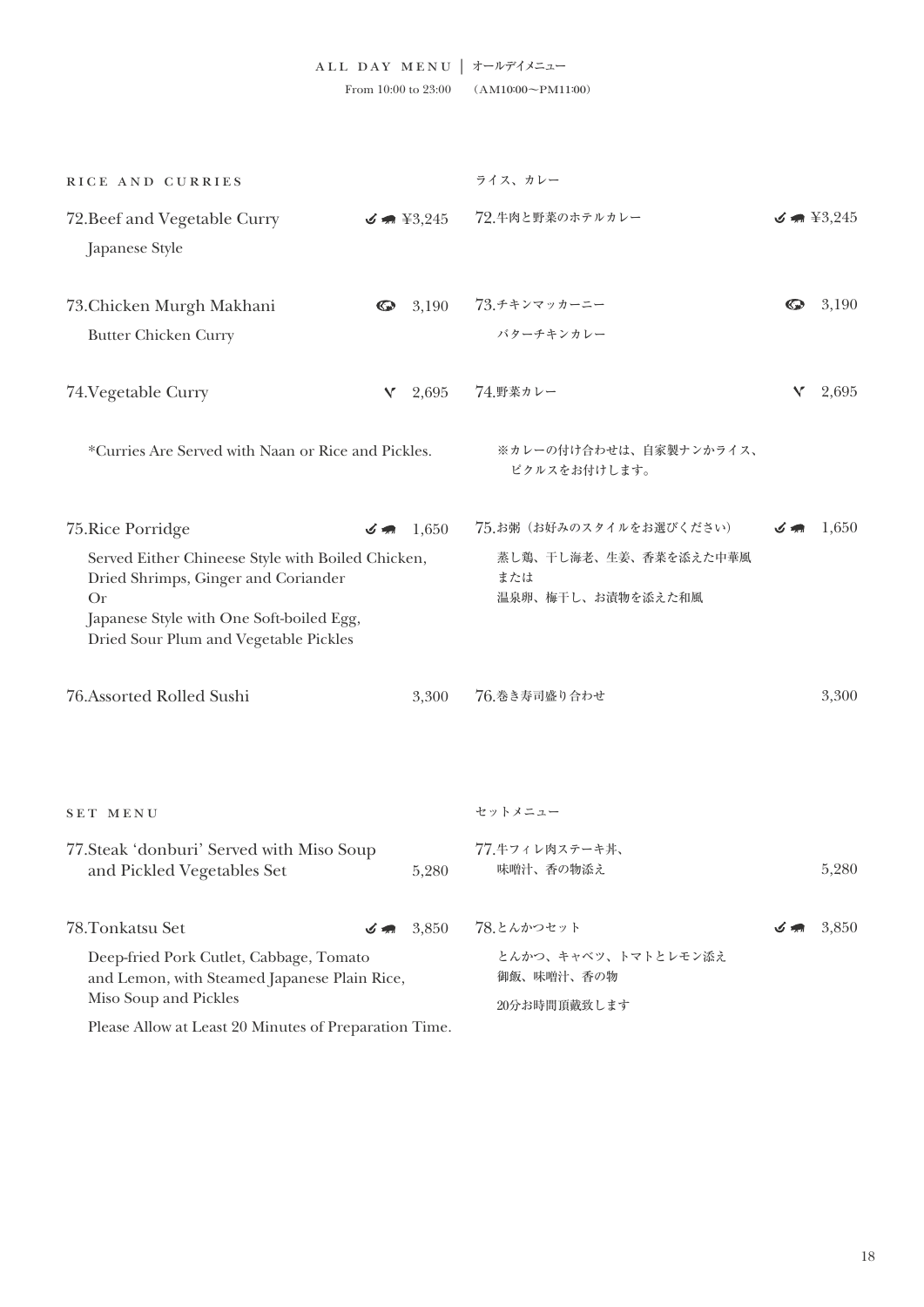# ALL DAY MENU | オールデイメニュー

From 10:00 to 23:00 （AM10:00～PM11:00）

## RICE AND CURRIES / ライス、カレー

**72.Beef and Vegetable Curry** ¥3,245
Japanese Style

72.牛肉と野菜のホテルカレー ¥3,245

**73.Chicken Murgh Makhani** 3,190
Butter Chicken Curry

73.チキンマッカーニー 3,190
バターチキンカレー

**74.Vegetable Curry** 2,695

74.野菜カレー 2,695

*Curries Are Served with Naan or Rice and Pickles.

※カレーの付け合わせは、自家製ナンかライス、ピクルスをお付けします。

**75.Rice Porridge** 1,650
Served Either Chineese Style with Boiled Chicken, Dried Shrimps, Ginger and Coriander
Or
Japanese Style with One Soft-boiled Egg, Dried Sour Plum and Vegetable Pickles

75.お粥（お好みのスタイルをお選びください） 1,650
蒸し鶏、干し海老、生姜、香菜を添えた中華風
または
温泉卵、梅干し、お漬物を添えた和風

**76.Assorted Rolled Sushi** 3,300

76.巻き寿司盛り合わせ 3,300

## SET MENU / セットメニュー

**77.Steak 'donburi' Served with Miso Soup and Pickled Vegetables Set** 5,280

77.牛フィレ肉ステーキ丼、味噌汁、香の物添え 5,280

**78.Tonkatsu Set** 3,850
Deep-fried Pork Cutlet, Cabbage, Tomato and Lemon, with Steamed Japanese Plain Rice, Miso Soup and Pickles

Please Allow at Least 20 Minutes of Preparation Time.

78.とんかつセット 3,850
とんかつ、キャベツ、トマトとレモン添え
御飯、味噌汁、香の物

20分お時間頂戴致します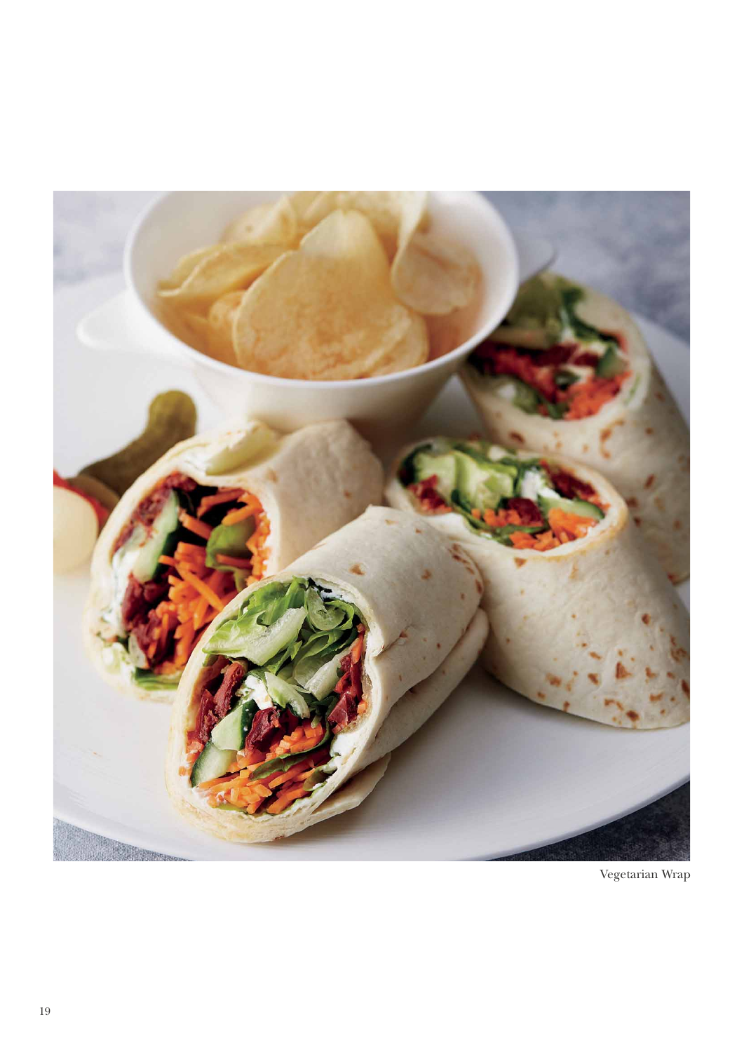Vegetarian Wrap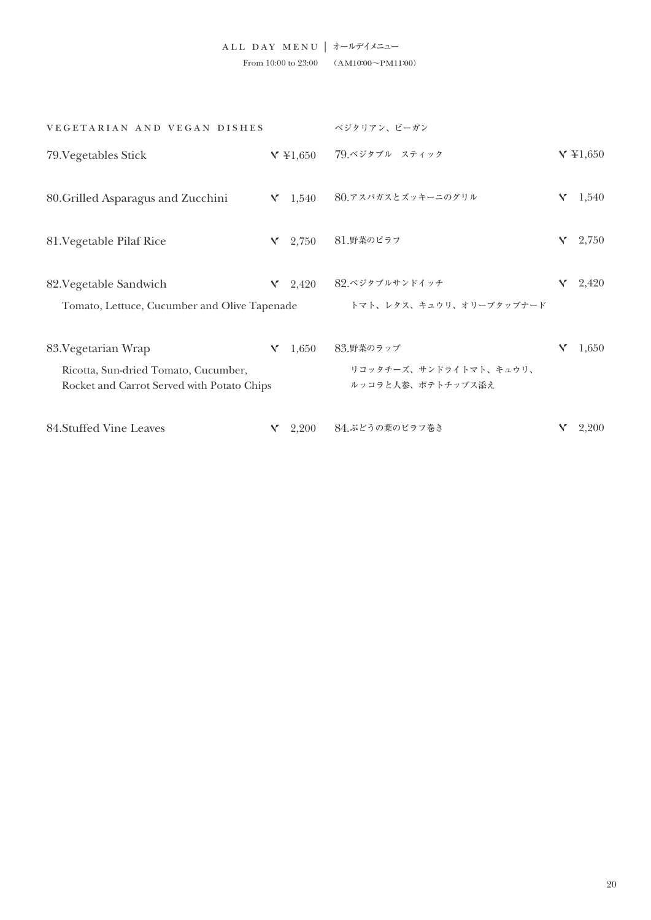ALL DAY MENU | オールデイメニュー

From 10:00 to 23:00　（AM10:00〜PM11:00）

## VEGETARIAN AND VEGAN DISHES　ベジタリアン、ビーガン

| | | | |
|---|---|---|---|
| 79.Vegetables Stick | V ¥1,650 | 79.ベジタブル　スティック | V ¥1,650 |
| 80.Grilled Asparagus and Zucchini | V 1,540 | 80.アスパガスとズッキーニのグリル | V 1,540 |
| 81.Vegetable Pilaf Rice | V 2,750 | 81.野菜のピラフ | V 2,750 |
| 82.Vegetable Sandwich<br>Tomato, Lettuce, Cucumber and Olive Tapenade | V 2,420 | 82.ベジタブルサンドイッチ<br>トマト、レタス、キュウリ、オリーブタップナード | V 2,420 |
| 83.Vegetarian Wrap<br>Ricotta, Sun-dried Tomato, Cucumber, Rocket and Carrot Served with Potato Chips | V 1,650 | 83.野菜のラップ<br>リコッタチーズ、サンドライトマト、キュウリ、ルッコラと人参、ポテトチップス添え | V 1,650 |
| 84.Stuffed Vine Leaves | V 2,200 | 84.ぶどうの葉のピラフ巻き | V 2,200 |